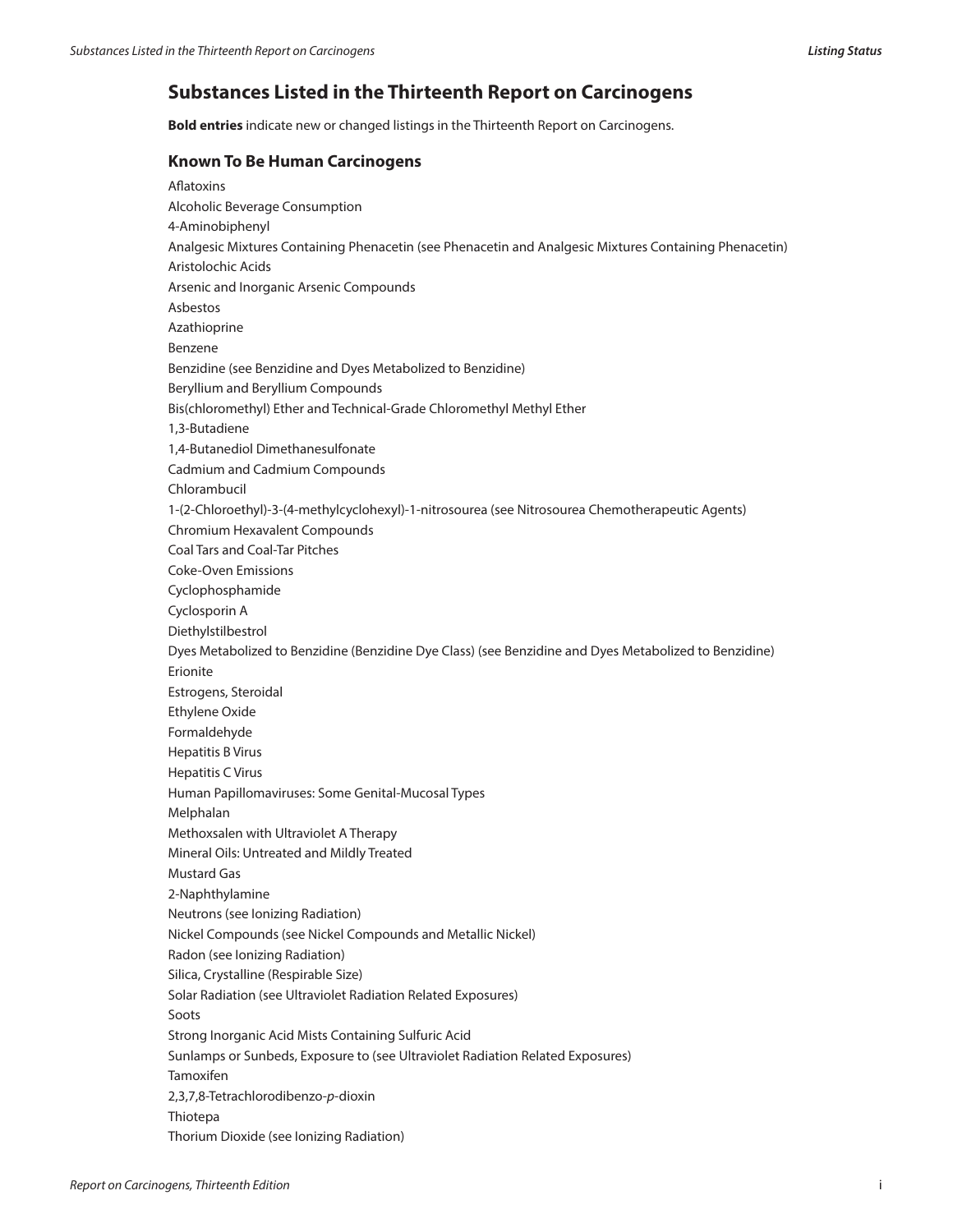## Substances Listed in the Thirteenth Report on Carcinogens

**Bold entries** indicate new or changed listings in the Thirteenth Report on Carcinogens.

### Known To Be Human Carcinogens

Aflatoxins
Alcoholic Beverage Consumption
4-Aminobiphenyl
Analgesic Mixtures Containing Phenacetin (see Phenacetin and Analgesic Mixtures Containing Phenacetin)
Aristolochic Acids
Arsenic and Inorganic Arsenic Compounds
Asbestos
Azathioprine
Benzene
Benzidine (see Benzidine and Dyes Metabolized to Benzidine)
Beryllium and Beryllium Compounds
Bis(chloromethyl) Ether and Technical-Grade Chloromethyl Methyl Ether
1,3-Butadiene
1,4-Butanediol Dimethanesulfonate
Cadmium and Cadmium Compounds
Chlorambucil
1-(2-Chloroethyl)-3-(4-methylcyclohexyl)-1-nitrosourea (see Nitrosourea Chemotherapeutic Agents)
Chromium Hexavalent Compounds
Coal Tars and Coal-Tar Pitches
Coke-Oven Emissions
Cyclophosphamide
Cyclosporin A
Diethylstilbestrol
Dyes Metabolized to Benzidine (Benzidine Dye Class) (see Benzidine and Dyes Metabolized to Benzidine)
Erionite
Estrogens, Steroidal
Ethylene Oxide
Formaldehyde
Hepatitis B Virus
Hepatitis C Virus
Human Papillomaviruses: Some Genital-Mucosal Types
Melphalan
Methoxsalen with Ultraviolet A Therapy
Mineral Oils: Untreated and Mildly Treated
Mustard Gas
2-Naphthylamine
Neutrons (see Ionizing Radiation)
Nickel Compounds (see Nickel Compounds and Metallic Nickel)
Radon (see Ionizing Radiation)
Silica, Crystalline (Respirable Size)
Solar Radiation (see Ultraviolet Radiation Related Exposures)
Soots
Strong Inorganic Acid Mists Containing Sulfuric Acid
Sunlamps or Sunbeds, Exposure to (see Ultraviolet Radiation Related Exposures)
Tamoxifen
2,3,7,8-Tetrachlorodibenzo-*p*-dioxin
Thiotepa
Thorium Dioxide (see Ionizing Radiation)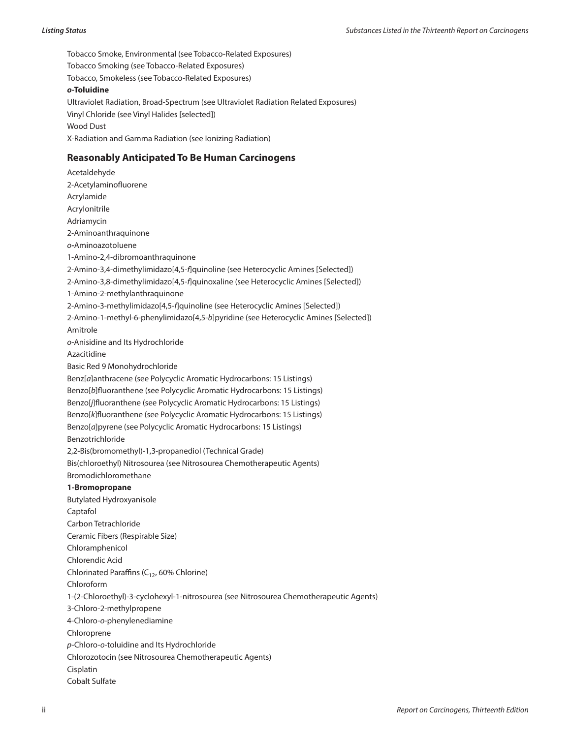Tobacco Smoke, Environmental (see Tobacco-Related Exposures)
Tobacco Smoking (see Tobacco-Related Exposures)
Tobacco, Smokeless (see Tobacco-Related Exposures)
***o*-Toluidine**
Ultraviolet Radiation, Broad-Spectrum (see Ultraviolet Radiation Related Exposures)
Vinyl Chloride (see Vinyl Halides [selected])
Wood Dust
X-Radiation and Gamma Radiation (see Ionizing Radiation)

## Reasonably Anticipated To Be Human Carcinogens

Acetaldehyde
2-Acetylaminofluorene
Acrylamide
Acrylonitrile
Adriamycin
2-Aminoanthraquinone
*o*-Aminoazotoluene
1-Amino-2,4-dibromoanthraquinone
2-Amino-3,4-dimethylimidazo[4,5-*f*]quinoline (see Heterocyclic Amines [Selected])
2-Amino-3,8-dimethylimidazo[4,5-*f*]quinoxaline (see Heterocyclic Amines [Selected])
1-Amino-2-methylanthraquinone
2-Amino-3-methylimidazo[4,5-*f*]quinoline (see Heterocyclic Amines [Selected])
2-Amino-1-methyl-6-phenylimidazo[4,5-*b*]pyridine (see Heterocyclic Amines [Selected])
Amitrole
*o*-Anisidine and Its Hydrochloride
Azacitidine
Basic Red 9 Monohydrochloride
Benz[*a*]anthracene (see Polycyclic Aromatic Hydrocarbons: 15 Listings)
Benzo[*b*]fluoranthene (see Polycyclic Aromatic Hydrocarbons: 15 Listings)
Benzo[*j*]fluoranthene (see Polycyclic Aromatic Hydrocarbons: 15 Listings)
Benzo[*k*]fluoranthene (see Polycyclic Aromatic Hydrocarbons: 15 Listings)
Benzo[*a*]pyrene (see Polycyclic Aromatic Hydrocarbons: 15 Listings)
Benzotrichloride
2,2-Bis(bromomethyl)-1,3-propanediol (Technical Grade)
Bis(chloroethyl) Nitrosourea (see Nitrosourea Chemotherapeutic Agents)
Bromodichloromethane
**1-Bromopropane**
Butylated Hydroxyanisole
Captafol
Carbon Tetrachloride
Ceramic Fibers (Respirable Size)
Chloramphenicol
Chlorendic Acid
Chlorinated Paraffins ($C_{12}$, 60% Chlorine)
Chloroform
1-(2-Chloroethyl)-3-cyclohexyl-1-nitrosourea (see Nitrosourea Chemotherapeutic Agents)
3-Chloro-2-methylpropene
4-Chloro-*o*-phenylenediamine
Chloroprene
*p*-Chloro-*o*-toluidine and Its Hydrochloride
Chlorozotocin (see Nitrosourea Chemotherapeutic Agents)
Cisplatin
Cobalt Sulfate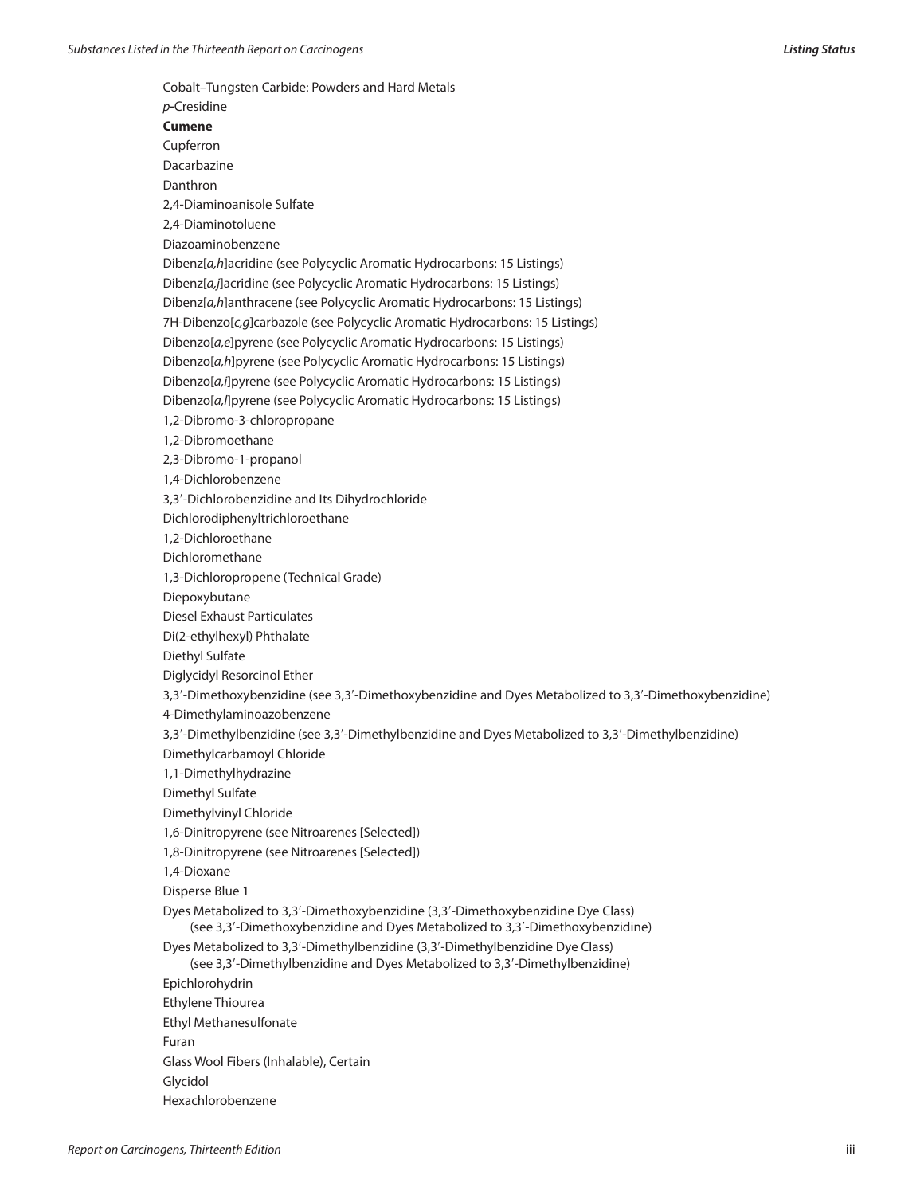Cobalt–Tungsten Carbide: Powders and Hard Metals

*p*-Cresidine

**Cumene**

Cupferron

Dacarbazine

Danthron

2,4-Diaminoanisole Sulfate

2,4-Diaminotoluene

Diazoaminobenzene

Dibenz[*a,h*]acridine (see Polycyclic Aromatic Hydrocarbons: 15 Listings)

Dibenz[*a,j*]acridine (see Polycyclic Aromatic Hydrocarbons: 15 Listings)

Dibenz[*a,h*]anthracene (see Polycyclic Aromatic Hydrocarbons: 15 Listings)

7H-Dibenzo[*c,g*]carbazole (see Polycyclic Aromatic Hydrocarbons: 15 Listings)

Dibenzo[*a,e*]pyrene (see Polycyclic Aromatic Hydrocarbons: 15 Listings)

Dibenzo[*a,h*]pyrene (see Polycyclic Aromatic Hydrocarbons: 15 Listings)

Dibenzo[*a,i*]pyrene (see Polycyclic Aromatic Hydrocarbons: 15 Listings)

Dibenzo[*a,l*]pyrene (see Polycyclic Aromatic Hydrocarbons: 15 Listings)

1,2-Dibromo-3-chloropropane

1,2-Dibromoethane

2,3-Dibromo-1-propanol

1,4-Dichlorobenzene

3,3′-Dichlorobenzidine and Its Dihydrochloride

Dichlorodiphenyltrichloroethane

1,2-Dichloroethane

Dichloromethane

1,3-Dichloropropene (Technical Grade)

Diepoxybutane

Diesel Exhaust Particulates

Di(2-ethylhexyl) Phthalate

Diethyl Sulfate

Diglycidyl Resorcinol Ether

3,3′-Dimethoxybenzidine (see 3,3′-Dimethoxybenzidine and Dyes Metabolized to 3,3′-Dimethoxybenzidine)

4-Dimethylaminoazobenzene

3,3′-Dimethylbenzidine (see 3,3′-Dimethylbenzidine and Dyes Metabolized to 3,3′-Dimethylbenzidine)

Dimethylcarbamoyl Chloride

1,1-Dimethylhydrazine

Dimethyl Sulfate

Dimethylvinyl Chloride

1,6-Dinitropyrene (see Nitroarenes [Selected])

1,8-Dinitropyrene (see Nitroarenes [Selected])

1,4-Dioxane

Disperse Blue 1

Dyes Metabolized to 3,3′-Dimethoxybenzidine (3,3′-Dimethoxybenzidine Dye Class)
(see 3,3′-Dimethoxybenzidine and Dyes Metabolized to 3,3′-Dimethoxybenzidine)

Dyes Metabolized to 3,3′-Dimethylbenzidine (3,3′-Dimethylbenzidine Dye Class)
(see 3,3′-Dimethylbenzidine and Dyes Metabolized to 3,3′-Dimethylbenzidine)

Epichlorohydrin

Ethylene Thiourea

Ethyl Methanesulfonate

Furan

Glass Wool Fibers (Inhalable), Certain

Glycidol

Hexachlorobenzene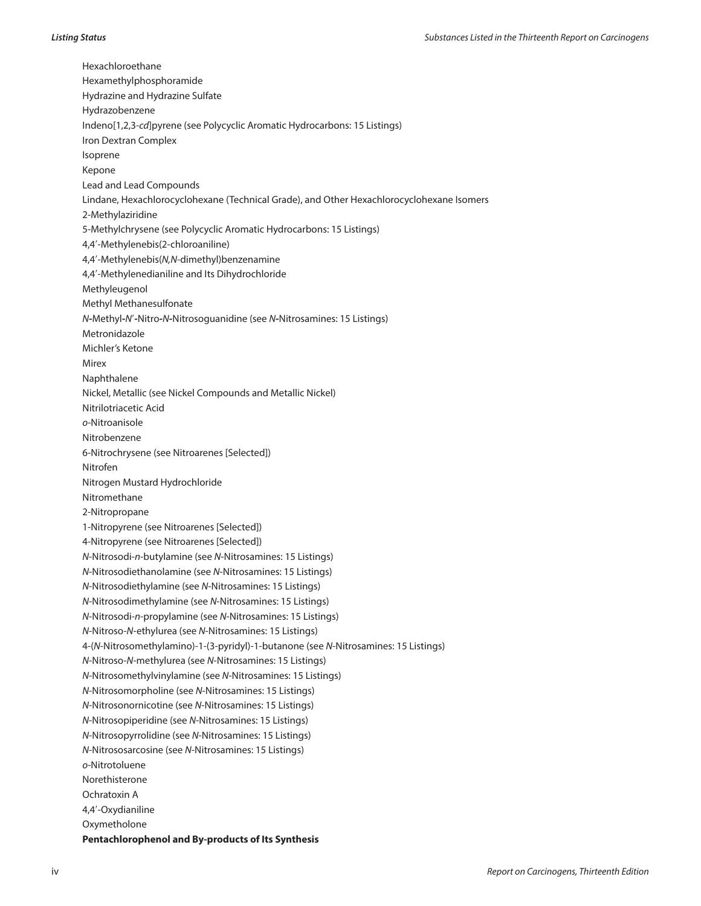Hexachloroethane

Hexamethylphosphoramide

Hydrazine and Hydrazine Sulfate

Hydrazobenzene

Indeno[1,2,3-*cd*]pyrene (see Polycyclic Aromatic Hydrocarbons: 15 Listings)

Iron Dextran Complex

Isoprene

Kepone

Lead and Lead Compounds

Lindane, Hexachlorocyclohexane (Technical Grade), and Other Hexachlorocyclohexane Isomers

2-Methylaziridine

5-Methylchrysene (see Polycyclic Aromatic Hydrocarbons: 15 Listings)

4,4′-Methylenebis(2-chloroaniline)

4,4′-Methylenebis(*N,N*-dimethyl)benzenamine

4,4′-Methylenedianiline and Its Dihydrochloride

Methyleugenol

Methyl Methanesulfonate

*N*-Methyl-*N*′-Nitro-*N*-Nitrosoguanidine (see *N*-Nitrosamines: 15 Listings)

Metronidazole

Michler's Ketone

Mirex

Naphthalene

Nickel, Metallic (see Nickel Compounds and Metallic Nickel)

Nitrilotriacetic Acid

*o*-Nitroanisole

Nitrobenzene

6-Nitrochrysene (see Nitroarenes [Selected])

Nitrofen

Nitrogen Mustard Hydrochloride

Nitromethane

2-Nitropropane

1-Nitropyrene (see Nitroarenes [Selected])

4-Nitropyrene (see Nitroarenes [Selected])

*N*-Nitrosodi-*n*-butylamine (see *N*-Nitrosamines: 15 Listings)

*N*-Nitrosodiethanolamine (see *N*-Nitrosamines: 15 Listings)

*N*-Nitrosodiethylamine (see *N*-Nitrosamines: 15 Listings)

*N*-Nitrosodimethylamine (see *N*-Nitrosamines: 15 Listings)

*N*-Nitrosodi-*n*-propylamine (see *N*-Nitrosamines: 15 Listings)

*N*-Nitroso-*N*-ethylurea (see *N*-Nitrosamines: 15 Listings)

4-(*N*-Nitrosomethylamino)-1-(3-pyridyl)-1-butanone (see *N*-Nitrosamines: 15 Listings)

*N*-Nitroso-*N*-methylurea (see *N*-Nitrosamines: 15 Listings)

*N*-Nitrosomethylvinylamine (see *N*-Nitrosamines: 15 Listings)

*N*-Nitrosomorpholine (see *N*-Nitrosamines: 15 Listings)

*N*-Nitrosonornicotine (see *N*-Nitrosamines: 15 Listings)

*N*-Nitrosopiperidine (see *N*-Nitrosamines: 15 Listings)

*N*-Nitrosopyrrolidine (see *N*-Nitrosamines: 15 Listings)

*N*-Nitrososarcosine (see *N*-Nitrosamines: 15 Listings)

*o*-Nitrotoluene

Norethisterone

Ochratoxin A

4,4′-Oxydianiline

Oxymetholone

**Pentachlorophenol and By-products of Its Synthesis**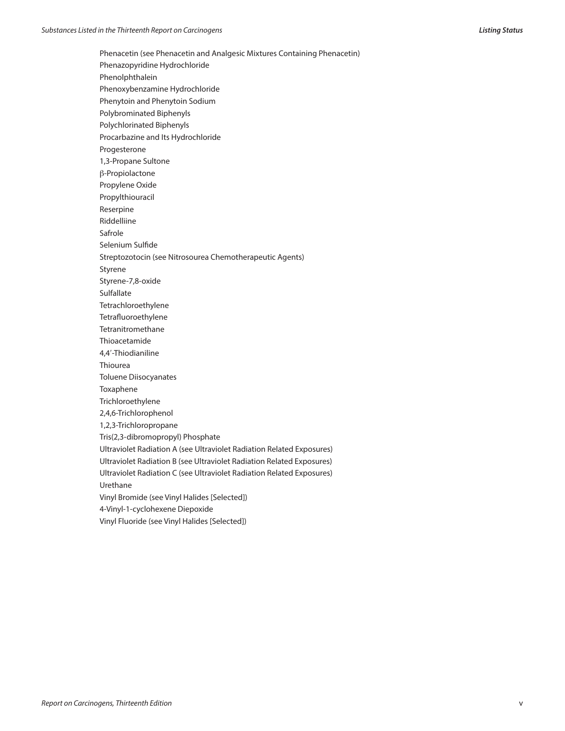Phenacetin (see Phenacetin and Analgesic Mixtures Containing Phenacetin)

Phenazopyridine Hydrochloride

Phenolphthalein

Phenoxybenzamine Hydrochloride

Phenytoin and Phenytoin Sodium

Polybrominated Biphenyls

Polychlorinated Biphenyls

Procarbazine and Its Hydrochloride

Progesterone

1,3-Propane Sultone

β-Propiolactone

Propylene Oxide

Propylthiouracil

Reserpine

Riddelliine

Safrole

Selenium Sulfide

Streptozotocin (see Nitrosourea Chemotherapeutic Agents)

Styrene

Styrene-7,8-oxide

Sulfallate

Tetrachloroethylene

Tetrafluoroethylene

Tetranitromethane

Thioacetamide

4,4′-Thiodianiline

Thiourea

Toluene Diisocyanates

Toxaphene

Trichloroethylene

2,4,6-Trichlorophenol

1,2,3-Trichloropropane

Tris(2,3-dibromopropyl) Phosphate

Ultraviolet Radiation A (see Ultraviolet Radiation Related Exposures)

Ultraviolet Radiation B (see Ultraviolet Radiation Related Exposures)

Ultraviolet Radiation C (see Ultraviolet Radiation Related Exposures)

Urethane

Vinyl Bromide (see Vinyl Halides [Selected])

4-Vinyl-1-cyclohexene Diepoxide

Vinyl Fluoride (see Vinyl Halides [Selected])